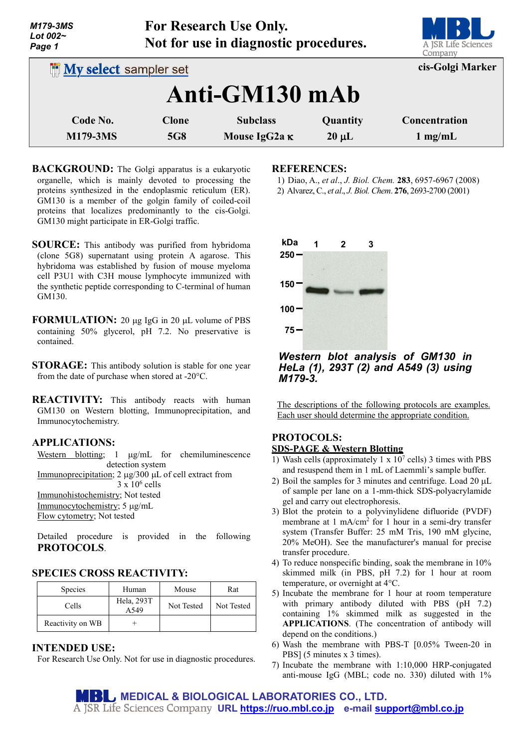M179-3MS
Lot 002~

**For Research Use Only.**
**Not for use in diagnostic procedures.**

My select sampler set

**cis-Golgi Marker**

# Anti-GM130 mAb

| Code No. | Clone | Subclass | Quantity | Concentration |
|---|---|---|---|---|
| M179-3MS | 5G8 | Mouse IgG2a κ | 20 µL | 1 mg/mL |

**BACKGROUND:** The Golgi apparatus is a eukaryotic organelle, which is mainly devoted to processing the proteins synthesized in the endoplasmic reticulum (ER). GM130 is a member of the golgin family of coiled-coil proteins that localizes predominantly to the cis-Golgi. GM130 might participate in ER-Golgi traffic.

**SOURCE:** This antibody was purified from hybridoma (clone 5G8) supernatant using protein A agarose. This hybridoma was established by fusion of mouse myeloma cell P3U1 with C3H mouse lymphocyte immunized with the synthetic peptide corresponding to C-terminal of human GM130.

**FORMULATION:** 20 µg IgG in 20 µL volume of PBS containing 50% glycerol, pH 7.2. No preservative is contained.

**STORAGE:** This antibody solution is stable for one year from the date of purchase when stored at -20°C.

**REACTIVITY:** This antibody reacts with human GM130 on Western blotting, Immunoprecipitation, and Immunocytochemistry.

## APPLICATIONS:

Western blotting; 1 µg/mL for chemiluminescence detection system
Immunoprecipitation; 2 µg/300 µL of cell extract from $3 \times 10^6$ cells
Immunohistochemistry; Not tested
Immunocytochemistry; 5 µg/mL
Flow cytometry; Not tested

Detailed procedure is provided in the following **PROTOCOLS**.

## SPECIES CROSS REACTIVITY:

| Species | Human | Mouse | Rat |
|---|---|---|---|
| Cells | Hela, 293T A549 | Not Tested | Not Tested |
| Reactivity on WB | + | | |

## INTENDED USE:

For Research Use Only. Not for use in diagnostic procedures.

## REFERENCES:

1) Diao, A., *et al.*, *J. Biol. Chem.* **283**, 6957-6967 (2008)
2) Alvarez, C., *et al.*, *J. Biol. Chem.* **276**, 2693-2700 (2001)

*Western blot analysis of GM130 in HeLa (1), 293T (2) and A549 (3) using M179-3.*

The descriptions of the following protocols are examples. Each user should determine the appropriate condition.

## PROTOCOLS:

### SDS-PAGE & Western Blotting

1) Wash cells (approximately $1 \times 10^7$ cells) 3 times with PBS and resuspend them in 1 mL of Laemmli's sample buffer.
2) Boil the samples for 3 minutes and centrifuge. Load 20 µL of sample per lane on a 1-mm-thick SDS-polyacrylamide gel and carry out electrophoresis.
3) Blot the protein to a polyvinylidene difluoride (PVDF) membrane at 1 mA/cm$^2$ for 1 hour in a semi-dry transfer system (Transfer Buffer: 25 mM Tris, 190 mM glycine, 20% MeOH). See the manufacturer's manual for precise transfer procedure.
4) To reduce nonspecific binding, soak the membrane in 10% skimmed milk (in PBS, pH 7.2) for 1 hour at room temperature, or overnight at 4°C.
5) Incubate the membrane for 1 hour at room temperature with primary antibody diluted with PBS (pH 7.2) containing 1% skimmed milk as suggested in the **APPLICATIONS**. (The concentration of antibody will depend on the conditions.)
6) Wash the membrane with PBS-T [0.05% Tween-20 in PBS] (5 minutes x 3 times).
7) Incubate the membrane with 1:10,000 HRP-conjugated anti-mouse IgG (MBL; code no. 330) diluted with 1%

**MEDICAL & BIOLOGICAL LABORATORIES CO., LTD.**
A JSR Life Sciences Company URL https://ruo.mbl.co.jp e-mail support@mbl.co.jp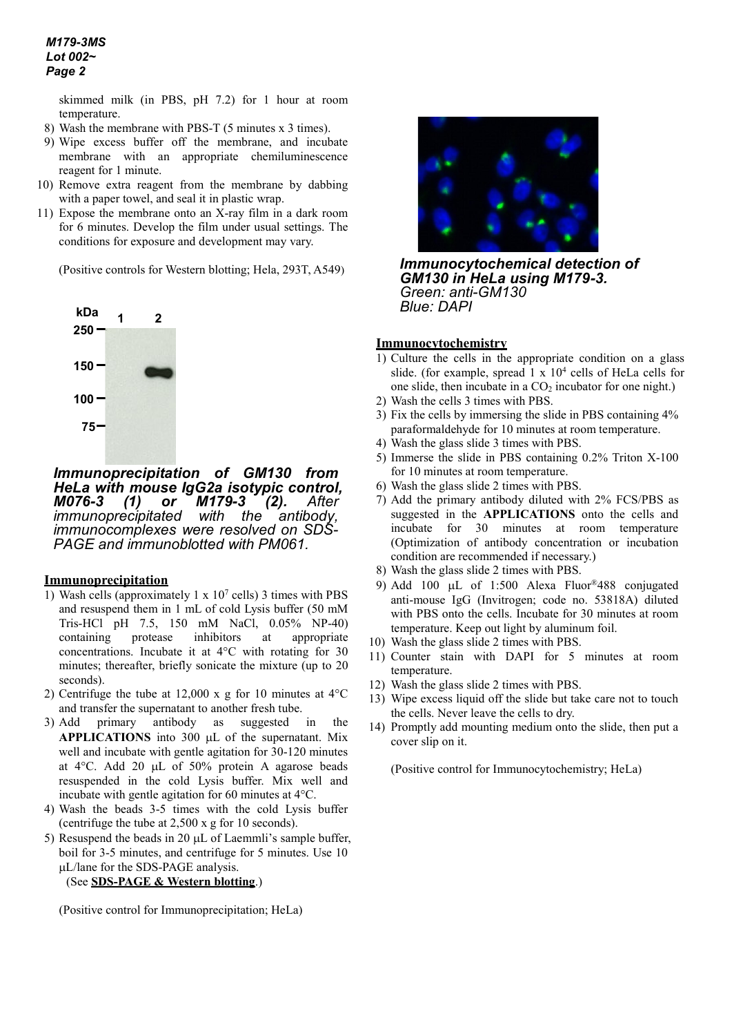skimmed milk (in PBS, pH 7.2) for 1 hour at room temperature.

8) Wash the membrane with PBS-T (5 minutes x 3 times).
9) Wipe excess buffer off the membrane, and incubate membrane with an appropriate chemiluminescence reagent for 1 minute.
10) Remove extra reagent from the membrane by dabbing with a paper towel, and seal it in plastic wrap.
11) Expose the membrane onto an X-ray film in a dark room for 6 minutes. Develop the film under usual settings. The conditions for exposure and development may vary.

(Positive controls for Western blotting; Hela, 293T, A549)

***Immunoprecipitation of GM130 from HeLa with mouse IgG2a isotypic control, M076-3 (1) or M179-3 (2).*** *After immunoprecipitated with the antibody, immunocomplexes were resolved on SDS-PAGE and immunoblotted with PM061.*

**Immunoprecipitation**

1) Wash cells (approximately 1 x $10^7$ cells) 3 times with PBS and resuspend them in 1 mL of cold Lysis buffer (50 mM Tris-HCl pH 7.5, 150 mM NaCl, 0.05% NP-40) containing protease inhibitors at appropriate concentrations. Incubate it at 4°C with rotating for 30 minutes; thereafter, briefly sonicate the mixture (up to 20 seconds).
2) Centrifuge the tube at 12,000 x g for 10 minutes at 4°C and transfer the supernatant to another fresh tube.
3) Add primary antibody as suggested in the **APPLICATIONS** into 300 μL of the supernatant. Mix well and incubate with gentle agitation for 30-120 minutes at 4°C. Add 20 μL of 50% protein A agarose beads resuspended in the cold Lysis buffer. Mix well and incubate with gentle agitation for 60 minutes at 4°C.
4) Wash the beads 3-5 times with the cold Lysis buffer (centrifuge the tube at 2,500 x g for 10 seconds).
5) Resuspend the beads in 20 μL of Laemmli's sample buffer, boil for 3-5 minutes, and centrifuge for 5 minutes. Use 10 μL/lane for the SDS-PAGE analysis.
   (See **SDS-PAGE & Western blotting**.)

(Positive control for Immunoprecipitation; HeLa)

***Immunocytochemical detection of GM130 in HeLa using M179-3.***
*Green: anti-GM130*
*Blue: DAPI*

**Immunocytochemistry**

1) Culture the cells in the appropriate condition on a glass slide. (for example, spread 1 x $10^4$ cells of HeLa cells for one slide, then incubate in a $CO_2$ incubator for one night.)
2) Wash the cells 3 times with PBS.
3) Fix the cells by immersing the slide in PBS containing 4% paraformaldehyde for 10 minutes at room temperature.
4) Wash the glass slide 3 times with PBS.
5) Immerse the slide in PBS containing 0.2% Triton X-100 for 10 minutes at room temperature.
6) Wash the glass slide 2 times with PBS.
7) Add the primary antibody diluted with 2% FCS/PBS as suggested in the **APPLICATIONS** onto the cells and incubate for 30 minutes at room temperature (Optimization of antibody concentration or incubation condition are recommended if necessary.)
8) Wash the glass slide 2 times with PBS.
9) Add 100 μL of 1:500 Alexa Fluor® 488 conjugated anti-mouse IgG (Invitrogen; code no. 53818A) diluted with PBS onto the cells. Incubate for 30 minutes at room temperature. Keep out light by aluminum foil.
10) Wash the glass slide 2 times with PBS.
11) Counter stain with DAPI for 5 minutes at room temperature.
12) Wash the glass slide 2 times with PBS.
13) Wipe excess liquid off the slide but take care not to touch the cells. Never leave the cells to dry.
14) Promptly add mounting medium onto the slide, then put a cover slip on it.

(Positive control for Immunocytochemistry; HeLa)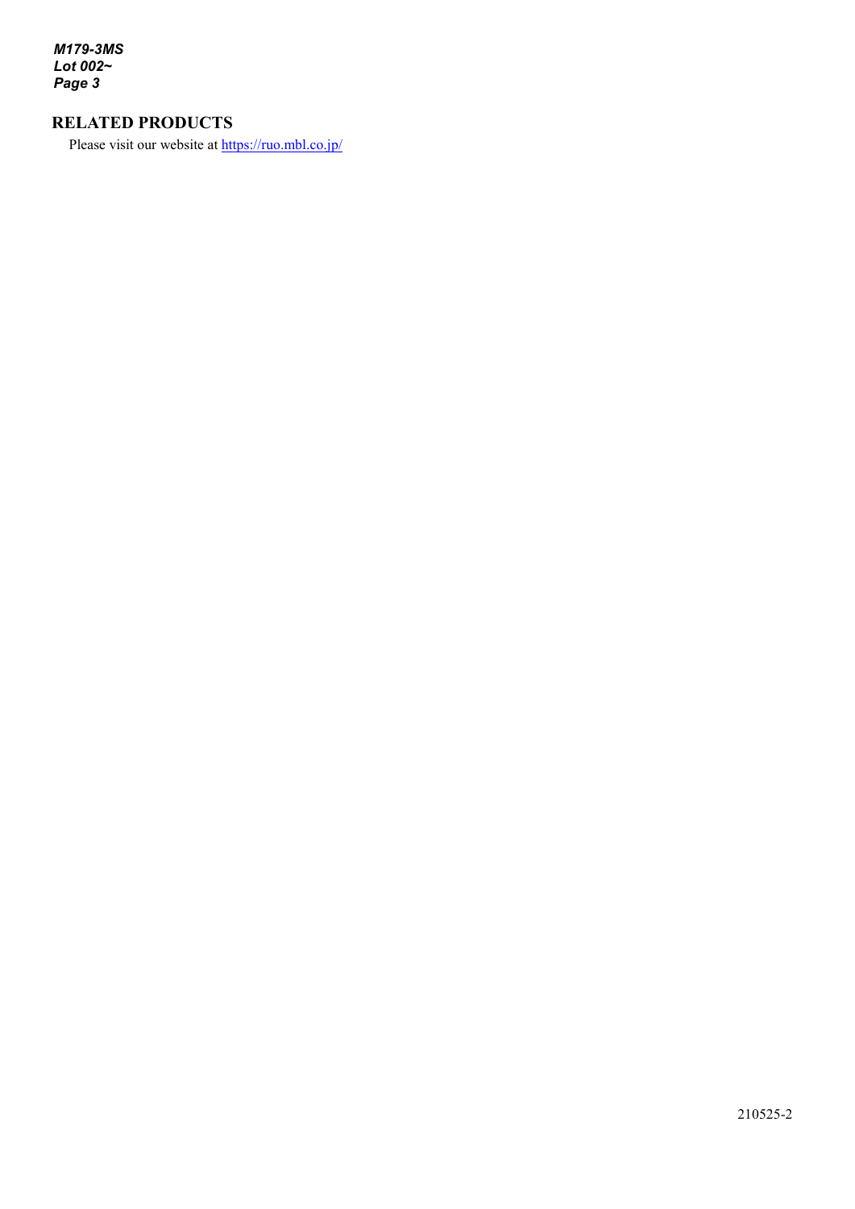## RELATED PRODUCTS

Please visit our website at https://ruo.mbl.co.jp/